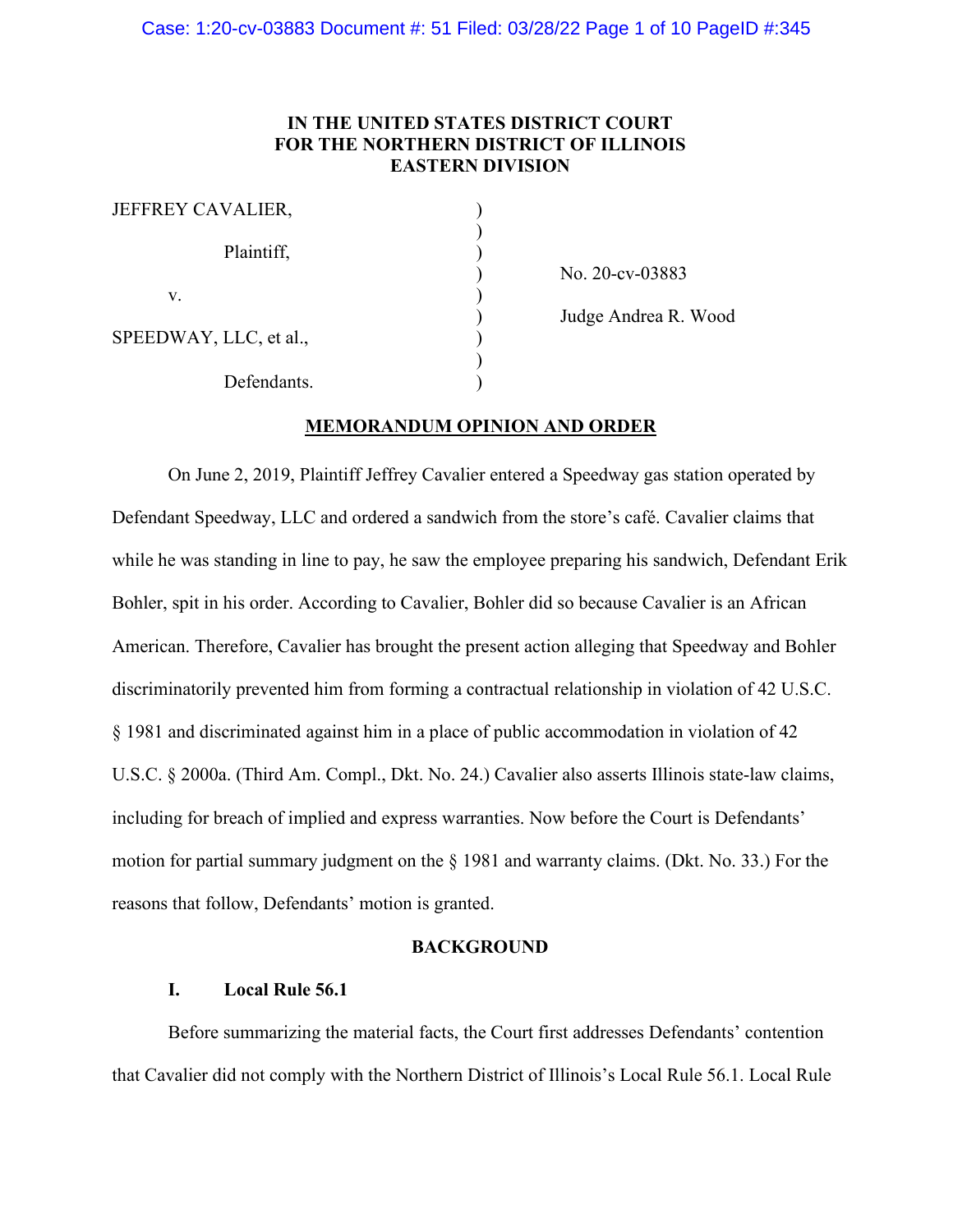**IN THE UNITED STATES DISTRICT COURT**
**FOR THE NORTHERN DISTRICT OF ILLINOIS**
**EASTERN DIVISION**

JEFFREY CAVALIER,

Plaintiff,

v.

SPEEDWAY, LLC, et al.,

Defendants.

No. 20-cv-03883

Judge Andrea R. Wood

## MEMORANDUM OPINION AND ORDER

On June 2, 2019, Plaintiff Jeffrey Cavalier entered a Speedway gas station operated by Defendant Speedway, LLC and ordered a sandwich from the store's café. Cavalier claims that while he was standing in line to pay, he saw the employee preparing his sandwich, Defendant Erik Bohler, spit in his order. According to Cavalier, Bohler did so because Cavalier is an African American. Therefore, Cavalier has brought the present action alleging that Speedway and Bohler discriminatorily prevented him from forming a contractual relationship in violation of 42 U.S.C. § 1981 and discriminated against him in a place of public accommodation in violation of 42 U.S.C. § 2000a. (Third Am. Compl., Dkt. No. 24.) Cavalier also asserts Illinois state-law claims, including for breach of implied and express warranties. Now before the Court is Defendants' motion for partial summary judgment on the § 1981 and warranty claims. (Dkt. No. 33.) For the reasons that follow, Defendants' motion is granted.

## BACKGROUND

### I. Local Rule 56.1

Before summarizing the material facts, the Court first addresses Defendants' contention that Cavalier did not comply with the Northern District of Illinois's Local Rule 56.1. Local Rule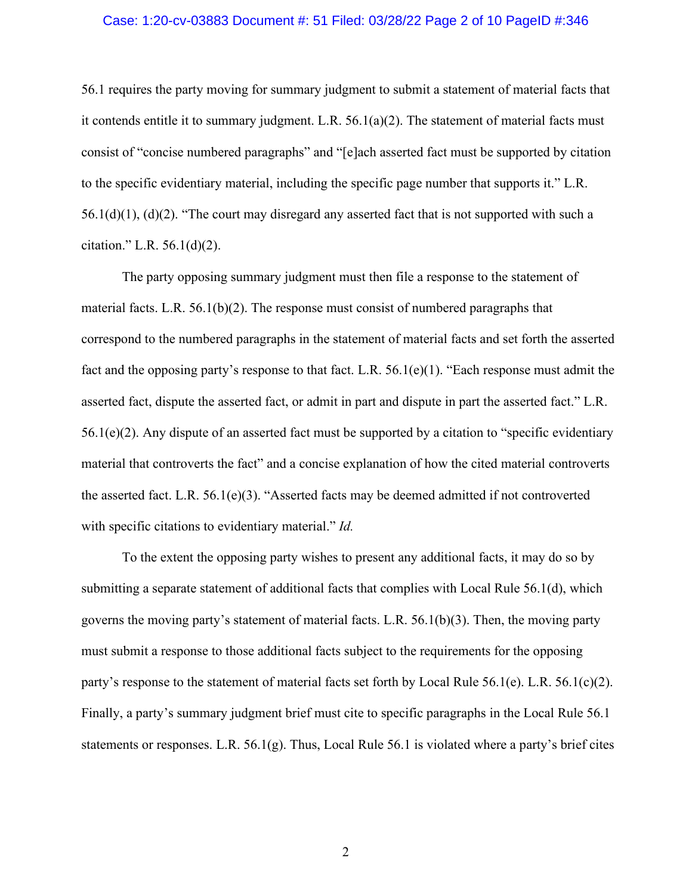56.1 requires the party moving for summary judgment to submit a statement of material facts that it contends entitle it to summary judgment. L.R. 56.1(a)(2). The statement of material facts must consist of "concise numbered paragraphs" and "[e]ach asserted fact must be supported by citation to the specific evidentiary material, including the specific page number that supports it." L.R. 56.1(d)(1), (d)(2). "The court may disregard any asserted fact that is not supported with such a citation." L.R. 56.1(d)(2).

The party opposing summary judgment must then file a response to the statement of material facts. L.R. 56.1(b)(2). The response must consist of numbered paragraphs that correspond to the numbered paragraphs in the statement of material facts and set forth the asserted fact and the opposing party's response to that fact. L.R. 56.1(e)(1). "Each response must admit the asserted fact, dispute the asserted fact, or admit in part and dispute in part the asserted fact." L.R. 56.1(e)(2). Any dispute of an asserted fact must be supported by a citation to "specific evidentiary material that controverts the fact" and a concise explanation of how the cited material controverts the asserted fact. L.R. 56.1(e)(3). "Asserted facts may be deemed admitted if not controverted with specific citations to evidentiary material." *Id.*

To the extent the opposing party wishes to present any additional facts, it may do so by submitting a separate statement of additional facts that complies with Local Rule 56.1(d), which governs the moving party's statement of material facts. L.R. 56.1(b)(3). Then, the moving party must submit a response to those additional facts subject to the requirements for the opposing party's response to the statement of material facts set forth by Local Rule 56.1(e). L.R. 56.1(c)(2). Finally, a party's summary judgment brief must cite to specific paragraphs in the Local Rule 56.1 statements or responses. L.R. 56.1(g). Thus, Local Rule 56.1 is violated where a party's brief cites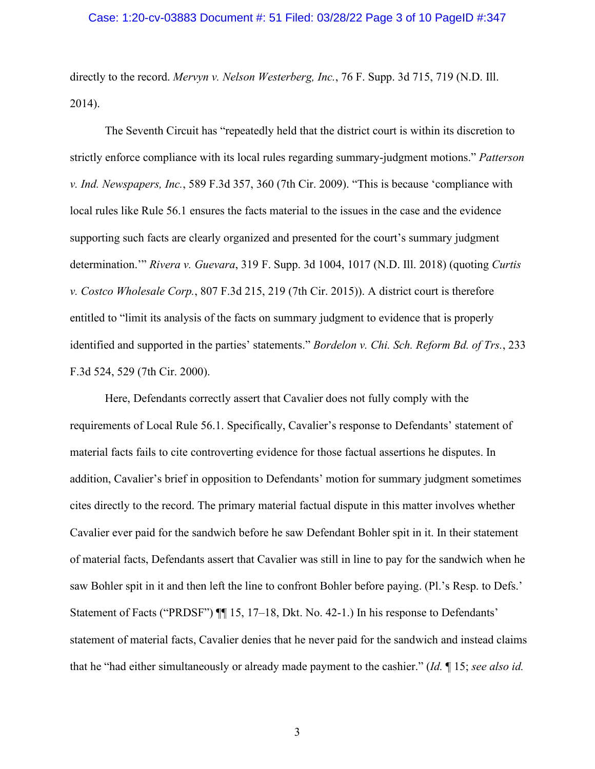directly to the record. *Mervyn v. Nelson Westerberg, Inc.*, 76 F. Supp. 3d 715, 719 (N.D. Ill. 2014).

The Seventh Circuit has "repeatedly held that the district court is within its discretion to strictly enforce compliance with its local rules regarding summary-judgment motions." *Patterson v. Ind. Newspapers, Inc.*, 589 F.3d 357, 360 (7th Cir. 2009). "This is because 'compliance with local rules like Rule 56.1 ensures the facts material to the issues in the case and the evidence supporting such facts are clearly organized and presented for the court's summary judgment determination.'" *Rivera v. Guevara*, 319 F. Supp. 3d 1004, 1017 (N.D. Ill. 2018) (quoting *Curtis v. Costco Wholesale Corp.*, 807 F.3d 215, 219 (7th Cir. 2015)). A district court is therefore entitled to "limit its analysis of the facts on summary judgment to evidence that is properly identified and supported in the parties' statements." *Bordelon v. Chi. Sch. Reform Bd. of Trs.*, 233 F.3d 524, 529 (7th Cir. 2000).

Here, Defendants correctly assert that Cavalier does not fully comply with the requirements of Local Rule 56.1. Specifically, Cavalier's response to Defendants' statement of material facts fails to cite controverting evidence for those factual assertions he disputes. In addition, Cavalier's brief in opposition to Defendants' motion for summary judgment sometimes cites directly to the record. The primary material factual dispute in this matter involves whether Cavalier ever paid for the sandwich before he saw Defendant Bohler spit in it. In their statement of material facts, Defendants assert that Cavalier was still in line to pay for the sandwich when he saw Bohler spit in it and then left the line to confront Bohler before paying. (Pl.'s Resp. to Defs.' Statement of Facts ("PRDSF") ¶¶ 15, 17–18, Dkt. No. 42-1.) In his response to Defendants' statement of material facts, Cavalier denies that he never paid for the sandwich and instead claims that he "had either simultaneously or already made payment to the cashier." (*Id.* ¶ 15; *see also id.*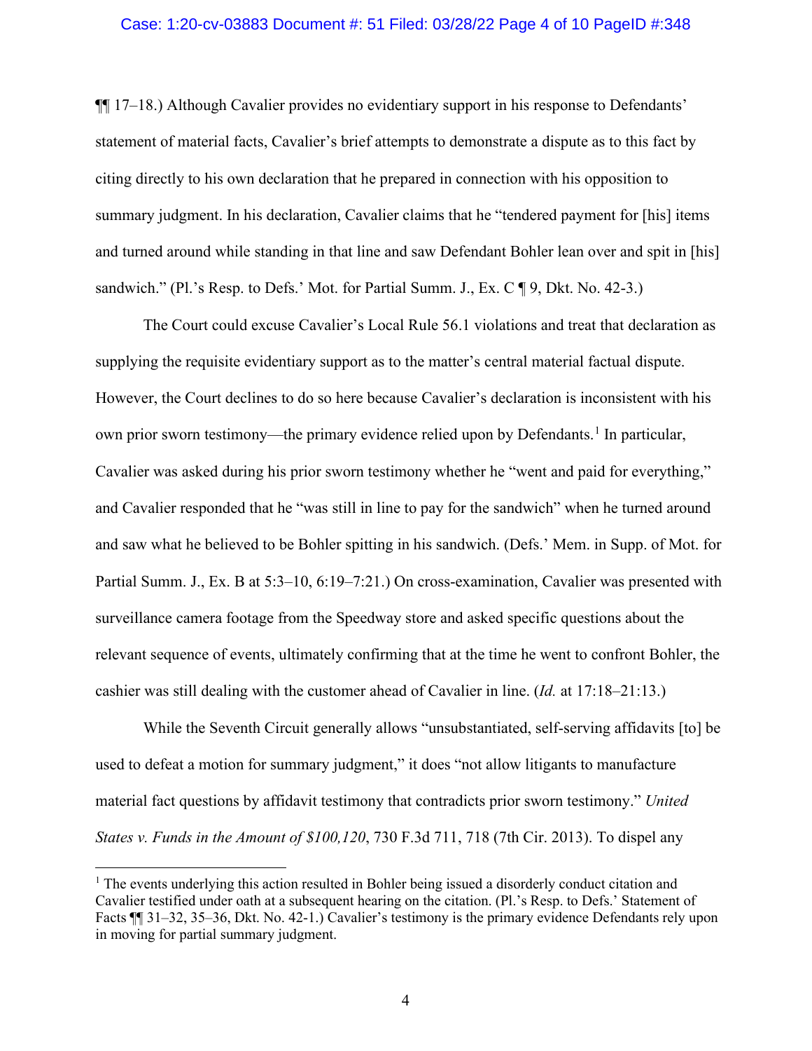¶¶ 17–18.) Although Cavalier provides no evidentiary support in his response to Defendants' statement of material facts, Cavalier's brief attempts to demonstrate a dispute as to this fact by citing directly to his own declaration that he prepared in connection with his opposition to summary judgment. In his declaration, Cavalier claims that he "tendered payment for [his] items and turned around while standing in that line and saw Defendant Bohler lean over and spit in [his] sandwich." (Pl.'s Resp. to Defs.' Mot. for Partial Summ. J., Ex. C ¶ 9, Dkt. No. 42-3.)

The Court could excuse Cavalier's Local Rule 56.1 violations and treat that declaration as supplying the requisite evidentiary support as to the matter's central material factual dispute. However, the Court declines to do so here because Cavalier's declaration is inconsistent with his own prior sworn testimony—the primary evidence relied upon by Defendants.[1] In particular, Cavalier was asked during his prior sworn testimony whether he "went and paid for everything," and Cavalier responded that he "was still in line to pay for the sandwich" when he turned around and saw what he believed to be Bohler spitting in his sandwich. (Defs.' Mem. in Supp. of Mot. for Partial Summ. J., Ex. B at 5:3–10, 6:19–7:21.) On cross-examination, Cavalier was presented with surveillance camera footage from the Speedway store and asked specific questions about the relevant sequence of events, ultimately confirming that at the time he went to confront Bohler, the cashier was still dealing with the customer ahead of Cavalier in line. (*Id.* at 17:18–21:13.)

While the Seventh Circuit generally allows "unsubstantiated, self-serving affidavits [to] be used to defeat a motion for summary judgment," it does "not allow litigants to manufacture material fact questions by affidavit testimony that contradicts prior sworn testimony." *United States v. Funds in the Amount of $100,120*, 730 F.3d 711, 718 (7th Cir. 2013). To dispel any

---

[1] The events underlying this action resulted in Bohler being issued a disorderly conduct citation and Cavalier testified under oath at a subsequent hearing on the citation. (Pl.'s Resp. to Defs.' Statement of Facts ¶¶ 31–32, 35–36, Dkt. No. 42-1.) Cavalier's testimony is the primary evidence Defendants rely upon in moving for partial summary judgment.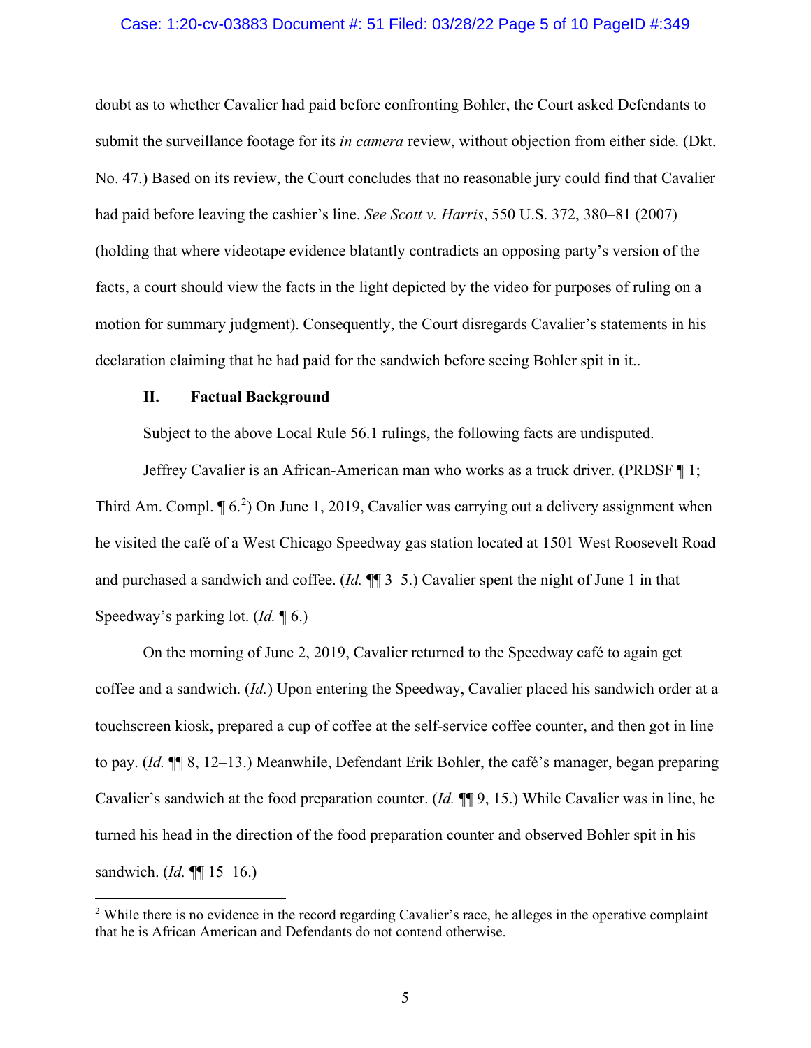doubt as to whether Cavalier had paid before confronting Bohler, the Court asked Defendants to submit the surveillance footage for its *in camera* review, without objection from either side. (Dkt. No. 47.) Based on its review, the Court concludes that no reasonable jury could find that Cavalier had paid before leaving the cashier's line. *See Scott v. Harris*, 550 U.S. 372, 380–81 (2007) (holding that where videotape evidence blatantly contradicts an opposing party's version of the facts, a court should view the facts in the light depicted by the video for purposes of ruling on a motion for summary judgment). Consequently, the Court disregards Cavalier's statements in his declaration claiming that he had paid for the sandwich before seeing Bohler spit in it..

## II. Factual Background

Subject to the above Local Rule 56.1 rulings, the following facts are undisputed.

Jeffrey Cavalier is an African-American man who works as a truck driver. (PRDSF ¶ 1; Third Am. Compl. ¶ 6.[2]) On June 1, 2019, Cavalier was carrying out a delivery assignment when he visited the café of a West Chicago Speedway gas station located at 1501 West Roosevelt Road and purchased a sandwich and coffee. (*Id.* ¶¶ 3–5.) Cavalier spent the night of June 1 in that Speedway's parking lot. (*Id.* ¶ 6.)

On the morning of June 2, 2019, Cavalier returned to the Speedway café to again get coffee and a sandwich. (*Id.*) Upon entering the Speedway, Cavalier placed his sandwich order at a touchscreen kiosk, prepared a cup of coffee at the self-service coffee counter, and then got in line to pay. (*Id.* ¶¶ 8, 12–13.) Meanwhile, Defendant Erik Bohler, the café's manager, began preparing Cavalier's sandwich at the food preparation counter. (*Id.* ¶¶ 9, 15.) While Cavalier was in line, he turned his head in the direction of the food preparation counter and observed Bohler spit in his sandwich. (*Id.* ¶¶ 15–16.)

---

[2] While there is no evidence in the record regarding Cavalier's race, he alleges in the operative complaint that he is African American and Defendants do not contend otherwise.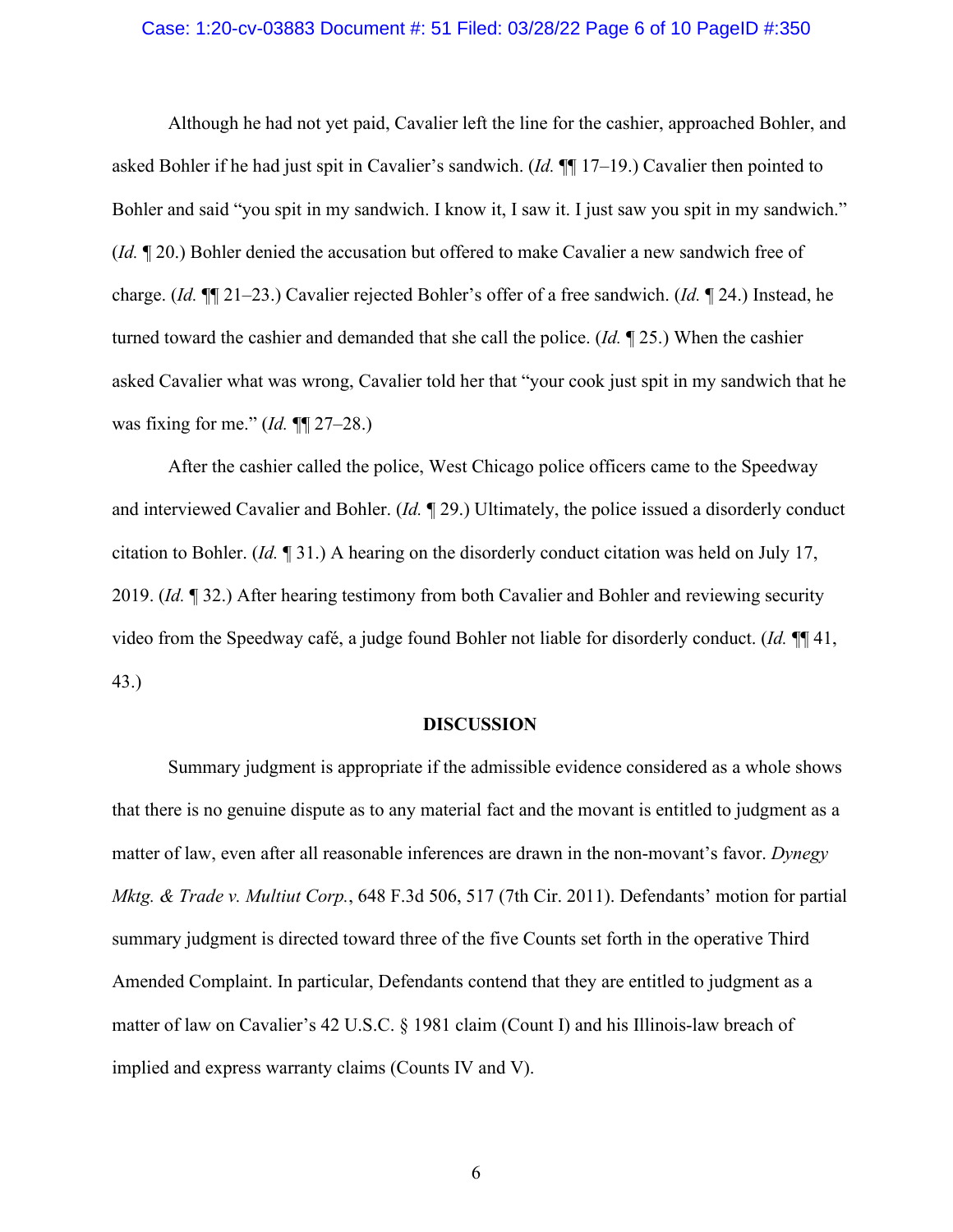Although he had not yet paid, Cavalier left the line for the cashier, approached Bohler, and asked Bohler if he had just spit in Cavalier's sandwich. (*Id.* ¶¶ 17–19.) Cavalier then pointed to Bohler and said "you spit in my sandwich. I know it, I saw it. I just saw you spit in my sandwich." (*Id.* ¶ 20.) Bohler denied the accusation but offered to make Cavalier a new sandwich free of charge. (*Id.* ¶¶ 21–23.) Cavalier rejected Bohler's offer of a free sandwich. (*Id.* ¶ 24.) Instead, he turned toward the cashier and demanded that she call the police. (*Id.* ¶ 25.) When the cashier asked Cavalier what was wrong, Cavalier told her that "your cook just spit in my sandwich that he was fixing for me." (*Id.* ¶¶ 27–28.)

After the cashier called the police, West Chicago police officers came to the Speedway and interviewed Cavalier and Bohler. (*Id.* ¶ 29.) Ultimately, the police issued a disorderly conduct citation to Bohler. (*Id.* ¶ 31.) A hearing on the disorderly conduct citation was held on July 17, 2019. (*Id.* ¶ 32.) After hearing testimony from both Cavalier and Bohler and reviewing security video from the Speedway café, a judge found Bohler not liable for disorderly conduct. (*Id.* ¶¶ 41, 43.)

## DISCUSSION

Summary judgment is appropriate if the admissible evidence considered as a whole shows that there is no genuine dispute as to any material fact and the movant is entitled to judgment as a matter of law, even after all reasonable inferences are drawn in the non-movant's favor. *Dynegy Mktg. & Trade v. Multiut Corp.*, 648 F.3d 506, 517 (7th Cir. 2011). Defendants' motion for partial summary judgment is directed toward three of the five Counts set forth in the operative Third Amended Complaint. In particular, Defendants contend that they are entitled to judgment as a matter of law on Cavalier's 42 U.S.C. § 1981 claim (Count I) and his Illinois-law breach of implied and express warranty claims (Counts IV and V).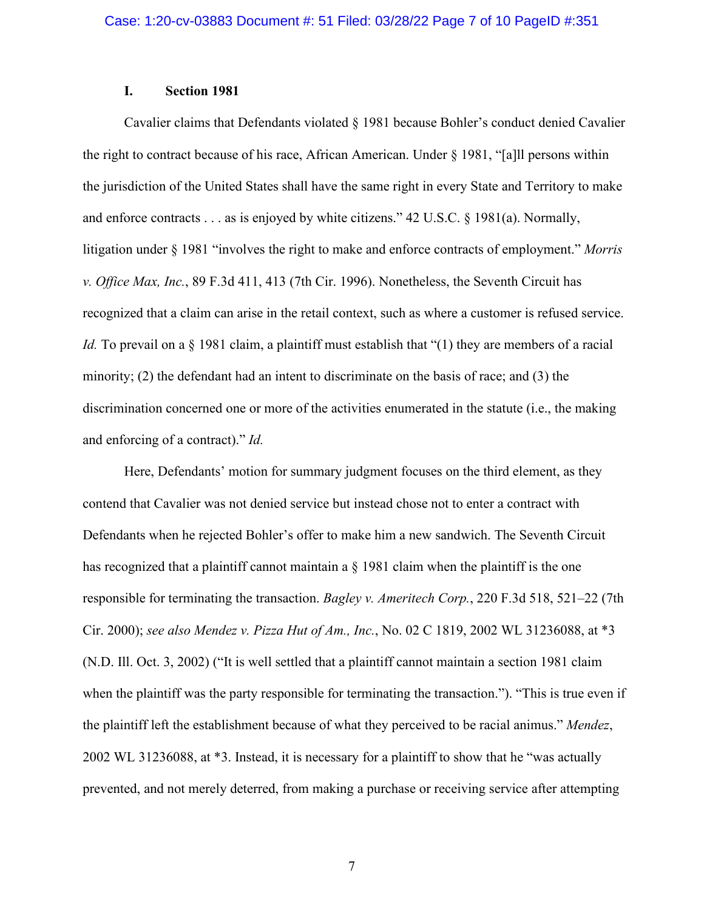## I. Section 1981

Cavalier claims that Defendants violated § 1981 because Bohler's conduct denied Cavalier the right to contract because of his race, African American. Under § 1981, "[a]ll persons within the jurisdiction of the United States shall have the same right in every State and Territory to make and enforce contracts . . . as is enjoyed by white citizens." 42 U.S.C. § 1981(a). Normally, litigation under § 1981 "involves the right to make and enforce contracts of employment." *Morris v. Office Max, Inc.*, 89 F.3d 411, 413 (7th Cir. 1996). Nonetheless, the Seventh Circuit has recognized that a claim can arise in the retail context, such as where a customer is refused service. *Id.* To prevail on a § 1981 claim, a plaintiff must establish that "(1) they are members of a racial minority; (2) the defendant had an intent to discriminate on the basis of race; and (3) the discrimination concerned one or more of the activities enumerated in the statute (i.e., the making and enforcing of a contract)." *Id.*

Here, Defendants' motion for summary judgment focuses on the third element, as they contend that Cavalier was not denied service but instead chose not to enter a contract with Defendants when he rejected Bohler's offer to make him a new sandwich. The Seventh Circuit has recognized that a plaintiff cannot maintain a § 1981 claim when the plaintiff is the one responsible for terminating the transaction. *Bagley v. Ameritech Corp.*, 220 F.3d 518, 521–22 (7th Cir. 2000); *see also Mendez v. Pizza Hut of Am., Inc.*, No. 02 C 1819, 2002 WL 31236088, at *3 (N.D. Ill. Oct. 3, 2002) ("It is well settled that a plaintiff cannot maintain a section 1981 claim when the plaintiff was the party responsible for terminating the transaction."). "This is true even if the plaintiff left the establishment because of what they perceived to be racial animus." *Mendez*, 2002 WL 31236088, at *3. Instead, it is necessary for a plaintiff to show that he "was actually prevented, and not merely deterred, from making a purchase or receiving service after attempting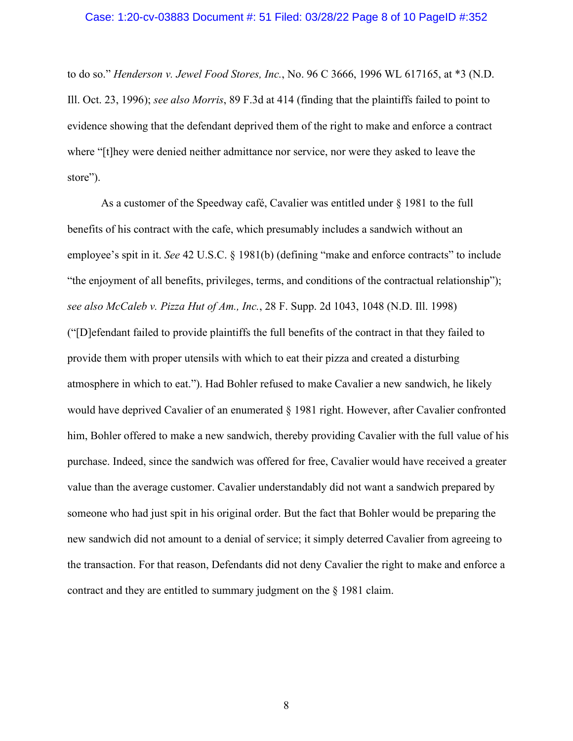to do so." *Henderson v. Jewel Food Stores, Inc.*, No. 96 C 3666, 1996 WL 617165, at *3 (N.D. Ill. Oct. 23, 1996); *see also Morris*, 89 F.3d at 414 (finding that the plaintiffs failed to point to evidence showing that the defendant deprived them of the right to make and enforce a contract where "[t]hey were denied neither admittance nor service, nor were they asked to leave the store").

As a customer of the Speedway café, Cavalier was entitled under § 1981 to the full benefits of his contract with the cafe, which presumably includes a sandwich without an employee's spit in it. *See* 42 U.S.C. § 1981(b) (defining "make and enforce contracts" to include "the enjoyment of all benefits, privileges, terms, and conditions of the contractual relationship"); *see also McCaleb v. Pizza Hut of Am., Inc.*, 28 F. Supp. 2d 1043, 1048 (N.D. Ill. 1998) ("[D]efendant failed to provide plaintiffs the full benefits of the contract in that they failed to provide them with proper utensils with which to eat their pizza and created a disturbing atmosphere in which to eat."). Had Bohler refused to make Cavalier a new sandwich, he likely would have deprived Cavalier of an enumerated § 1981 right. However, after Cavalier confronted him, Bohler offered to make a new sandwich, thereby providing Cavalier with the full value of his purchase. Indeed, since the sandwich was offered for free, Cavalier would have received a greater value than the average customer. Cavalier understandably did not want a sandwich prepared by someone who had just spit in his original order. But the fact that Bohler would be preparing the new sandwich did not amount to a denial of service; it simply deterred Cavalier from agreeing to the transaction. For that reason, Defendants did not deny Cavalier the right to make and enforce a contract and they are entitled to summary judgment on the § 1981 claim.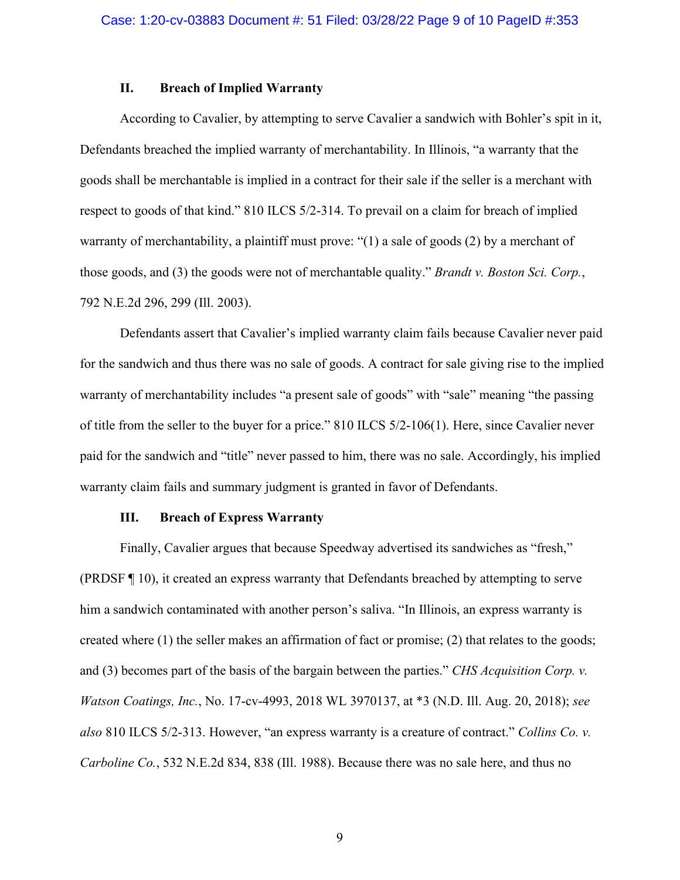## II. Breach of Implied Warranty

According to Cavalier, by attempting to serve Cavalier a sandwich with Bohler's spit in it, Defendants breached the implied warranty of merchantability. In Illinois, "a warranty that the goods shall be merchantable is implied in a contract for their sale if the seller is a merchant with respect to goods of that kind." 810 ILCS 5/2-314. To prevail on a claim for breach of implied warranty of merchantability, a plaintiff must prove: "(1) a sale of goods (2) by a merchant of those goods, and (3) the goods were not of merchantable quality." *Brandt v. Boston Sci. Corp.*, 792 N.E.2d 296, 299 (Ill. 2003).

Defendants assert that Cavalier's implied warranty claim fails because Cavalier never paid for the sandwich and thus there was no sale of goods. A contract for sale giving rise to the implied warranty of merchantability includes "a present sale of goods" with "sale" meaning "the passing of title from the seller to the buyer for a price." 810 ILCS 5/2-106(1). Here, since Cavalier never paid for the sandwich and "title" never passed to him, there was no sale. Accordingly, his implied warranty claim fails and summary judgment is granted in favor of Defendants.

## III. Breach of Express Warranty

Finally, Cavalier argues that because Speedway advertised its sandwiches as "fresh," (PRDSF ¶ 10), it created an express warranty that Defendants breached by attempting to serve him a sandwich contaminated with another person's saliva. "In Illinois, an express warranty is created where (1) the seller makes an affirmation of fact or promise; (2) that relates to the goods; and (3) becomes part of the basis of the bargain between the parties." *CHS Acquisition Corp. v. Watson Coatings, Inc.*, No. 17-cv-4993, 2018 WL 3970137, at *3 (N.D. Ill. Aug. 20, 2018); *see also* 810 ILCS 5/2-313. However, "an express warranty is a creature of contract." *Collins Co. v. Carboline Co.*, 532 N.E.2d 834, 838 (Ill. 1988). Because there was no sale here, and thus no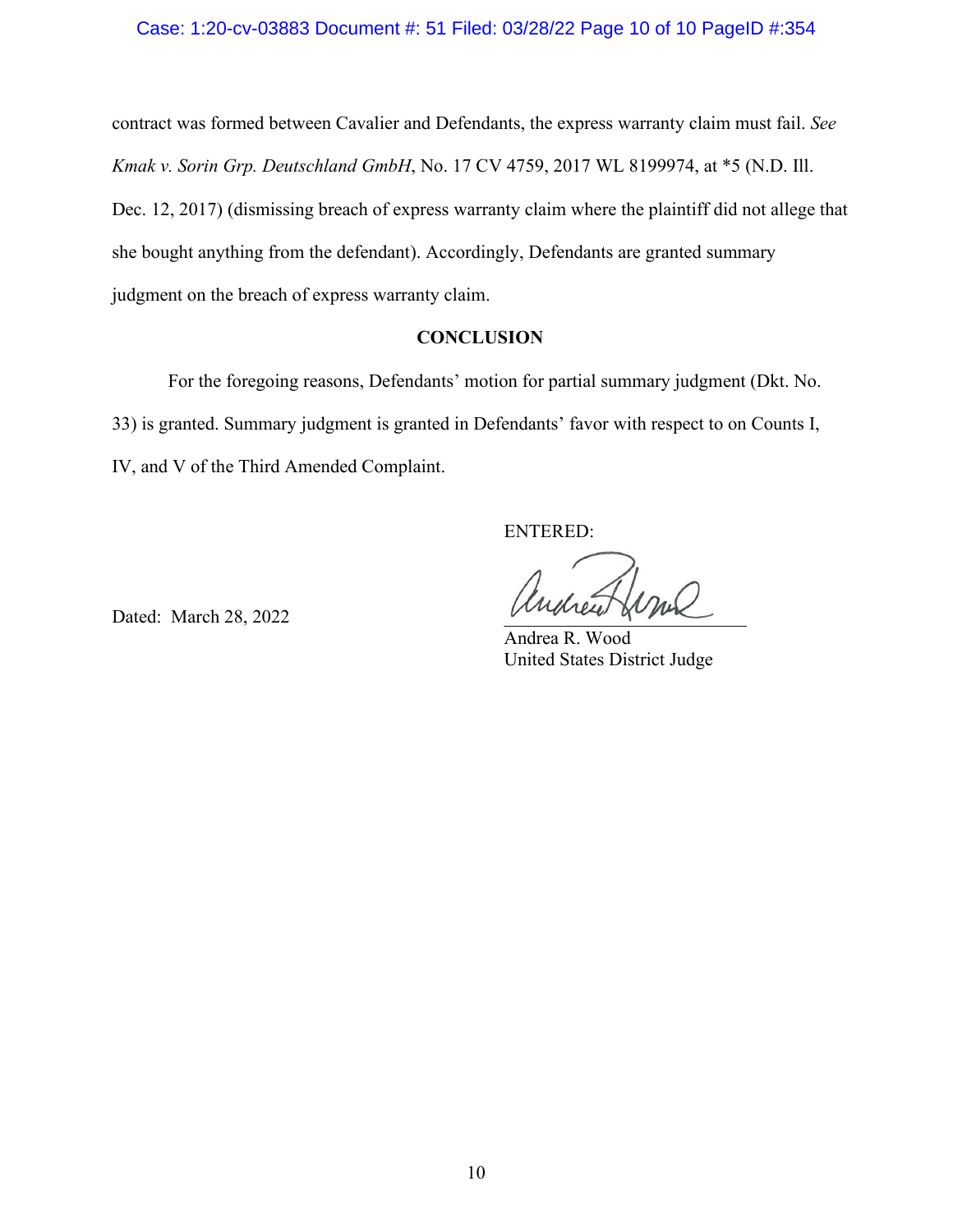contract was formed between Cavalier and Defendants, the express warranty claim must fail. *See Kmak v. Sorin Grp. Deutschland GmbH*, No. 17 CV 4759, 2017 WL 8199974, at *5 (N.D. Ill. Dec. 12, 2017) (dismissing breach of express warranty claim where the plaintiff did not allege that she bought anything from the defendant). Accordingly, Defendants are granted summary judgment on the breach of express warranty claim.

**CONCLUSION**

For the foregoing reasons, Defendants' motion for partial summary judgment (Dkt. No. 33) is granted. Summary judgment is granted in Defendants' favor with respect to on Counts I, IV, and V of the Third Amended Complaint.

ENTERED:

Dated: March 28, 2022

Andrea R. Wood
United States District Judge